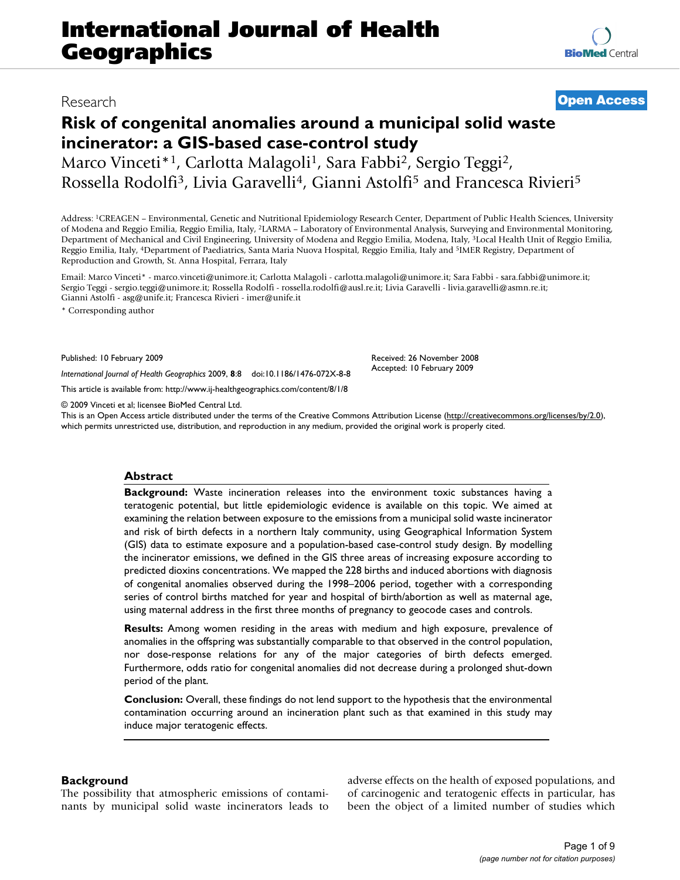# International Journal of Health Geographics

Research

**Open Access**

# Risk of congenital anomalies around a municipal solid waste incinerator: a GIS-based case-control study

Marco Vinceti*[1], Carlotta Malagoli[1], Sara Fabbi[2], Sergio Teggi[2], Rossella Rodolfi[3], Livia Garavelli[4], Gianni Astolfi[5] and Francesca Rivieri[5]

Address: [1]CREAGEN – Environmental, Genetic and Nutritional Epidemiology Research Center, Department of Public Health Sciences, University of Modena and Reggio Emilia, Reggio Emilia, Italy, [2]LARMA – Laboratory of Environmental Analysis, Surveying and Environmental Monitoring, Department of Mechanical and Civil Engineering, University of Modena and Reggio Emilia, Modena, Italy, [3]Local Health Unit of Reggio Emilia, Reggio Emilia, Italy, [4]Department of Paediatrics, Santa Maria Nuova Hospital, Reggio Emilia, Italy and [5]IMER Registry, Department of Reproduction and Growth, St. Anna Hospital, Ferrara, Italy

Email: Marco Vinceti* - marco.vinceti@unimore.it; Carlotta Malagoli - carlotta.malagoli@unimore.it; Sara Fabbi - sara.fabbi@unimore.it; Sergio Teggi - sergio.teggi@unimore.it; Rossella Rodolfi - rossella.rodolfi@ausl.re.it; Livia Garavelli - livia.garavelli@asmn.re.it; Gianni Astolfi - asg@unife.it; Francesca Rivieri - imer@unife.it

\* Corresponding author

Published: 10 February 2009

*International Journal of Health Geographics* 2009, **8**:8 doi:10.1186/1476-072X-8-8

This article is available from: http://www.ij-healthgeographics.com/content/8/1/8

Received: 26 November 2008
Accepted: 10 February 2009

© 2009 Vinceti et al; licensee BioMed Central Ltd.
This is an Open Access article distributed under the terms of the Creative Commons Attribution License (http://creativecommons.org/licenses/by/2.0), which permits unrestricted use, distribution, and reproduction in any medium, provided the original work is properly cited.

## Abstract

**Background:** Waste incineration releases into the environment toxic substances having a teratogenic potential, but little epidemiologic evidence is available on this topic. We aimed at examining the relation between exposure to the emissions from a municipal solid waste incinerator and risk of birth defects in a northern Italy community, using Geographical Information System (GIS) data to estimate exposure and a population-based case-control study design. By modelling the incinerator emissions, we defined in the GIS three areas of increasing exposure according to predicted dioxins concentrations. We mapped the 228 births and induced abortions with diagnosis of congenital anomalies observed during the 1998–2006 period, together with a corresponding series of control births matched for year and hospital of birth/abortion as well as maternal age, using maternal address in the first three months of pregnancy to geocode cases and controls.

**Results:** Among women residing in the areas with medium and high exposure, prevalence of anomalies in the offspring was substantially comparable to that observed in the control population, nor dose-response relations for any of the major categories of birth defects emerged. Furthermore, odds ratio for congenital anomalies did not decrease during a prolonged shut-down period of the plant.

**Conclusion:** Overall, these findings do not lend support to the hypothesis that the environmental contamination occurring around an incineration plant such as that examined in this study may induce major teratogenic effects.

## Background

The possibility that atmospheric emissions of contaminants by municipal solid waste incinerators leads to adverse effects on the health of exposed populations, and of carcinogenic and teratogenic effects in particular, has been the object of a limited number of studies which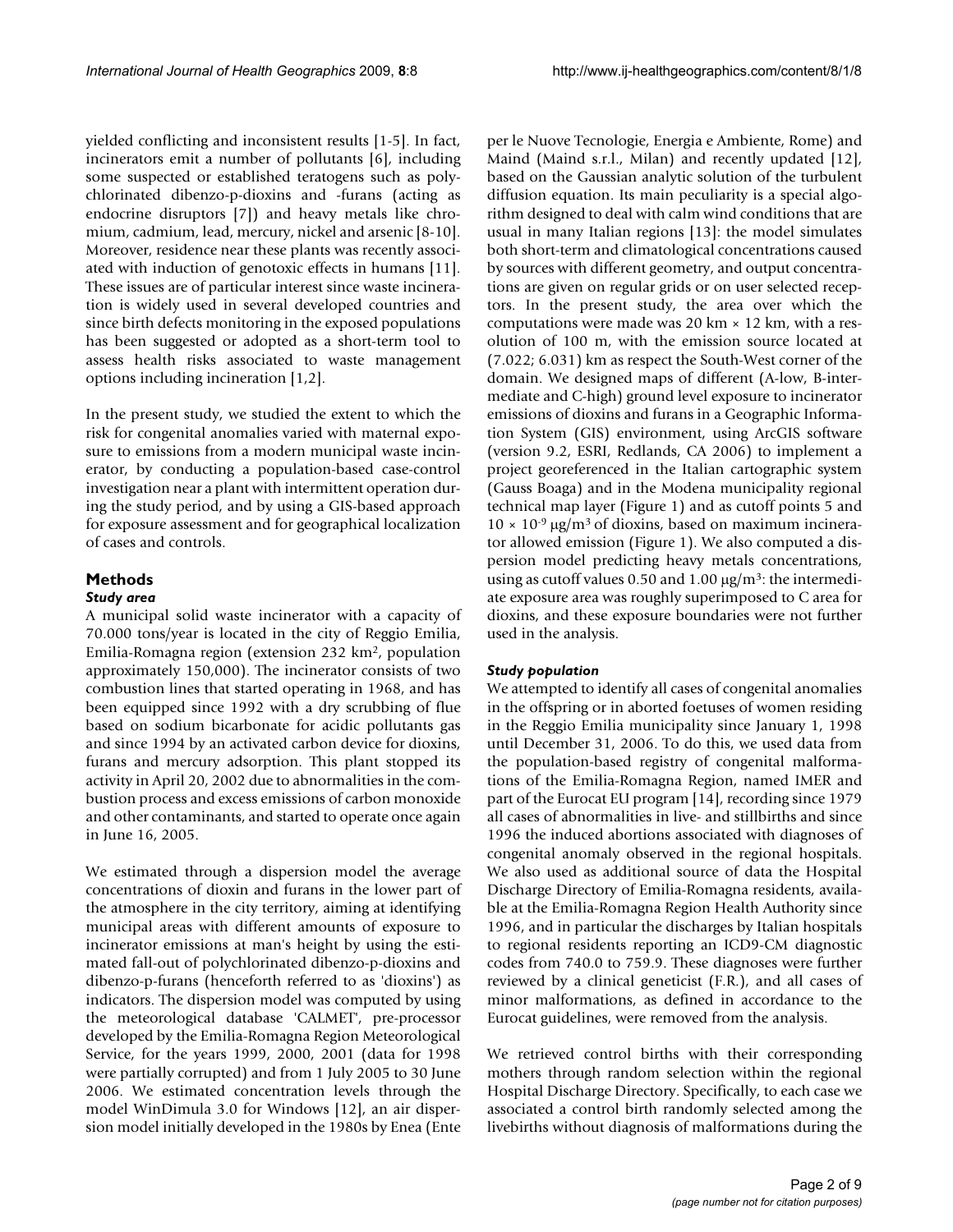yielded conflicting and inconsistent results [1-5]. In fact, incinerators emit a number of pollutants [6], including some suspected or established teratogens such as polychlorinated dibenzo-p-dioxins and -furans (acting as endocrine disruptors [7]) and heavy metals like chromium, cadmium, lead, mercury, nickel and arsenic [8-10]. Moreover, residence near these plants was recently associated with induction of genotoxic effects in humans [11]. These issues are of particular interest since waste incineration is widely used in several developed countries and since birth defects monitoring in the exposed populations has been suggested or adopted as a short-term tool to assess health risks associated to waste management options including incineration [1,2].

In the present study, we studied the extent to which the risk for congenital anomalies varied with maternal exposure to emissions from a modern municipal waste incinerator, by conducting a population-based case-control investigation near a plant with intermittent operation during the study period, and by using a GIS-based approach for exposure assessment and for geographical localization of cases and controls.

## Methods

### *Study area*

A municipal solid waste incinerator with a capacity of 70.000 tons/year is located in the city of Reggio Emilia, Emilia-Romagna region (extension 232 km$^2$, population approximately 150,000). The incinerator consists of two combustion lines that started operating in 1968, and has been equipped since 1992 with a dry scrubbing of flue based on sodium bicarbonate for acidic pollutants gas and since 1994 by an activated carbon device for dioxins, furans and mercury adsorption. This plant stopped its activity in April 20, 2002 due to abnormalities in the combustion process and excess emissions of carbon monoxide and other contaminants, and started to operate once again in June 16, 2005.

We estimated through a dispersion model the average concentrations of dioxin and furans in the lower part of the atmosphere in the city territory, aiming at identifying municipal areas with different amounts of exposure to incinerator emissions at man's height by using the estimated fall-out of polychlorinated dibenzo-p-dioxins and dibenzo-p-furans (henceforth referred to as 'dioxins') as indicators. The dispersion model was computed by using the meteorological database 'CALMET', pre-processor developed by the Emilia-Romagna Region Meteorological Service, for the years 1999, 2000, 2001 (data for 1998 were partially corrupted) and from 1 July 2005 to 30 June 2006. We estimated concentration levels through the model WinDimula 3.0 for Windows [12], an air dispersion model initially developed in the 1980s by Enea (Ente per le Nuove Tecnologie, Energia e Ambiente, Rome) and Maind (Maind s.r.l., Milan) and recently updated [12], based on the Gaussian analytic solution of the turbulent diffusion equation. Its main peculiarity is a special algorithm designed to deal with calm wind conditions that are usual in many Italian regions [13]: the model simulates both short-term and climatological concentrations caused by sources with different geometry, and output concentrations are given on regular grids or on user selected receptors. In the present study, the area over which the computations were made was 20 km × 12 km, with a resolution of 100 m, with the emission source located at (7.022; 6.031) km as respect the South-West corner of the domain. We designed maps of different (A-low, B-intermediate and C-high) ground level exposure to incinerator emissions of dioxins and furans in a Geographic Information System (GIS) environment, using ArcGIS software (version 9.2, ESRI, Redlands, CA 2006) to implement a project georeferenced in the Italian cartographic system (Gauss Boaga) and in the Modena municipality regional technical map layer (Figure 1) and as cutoff points 5 and $10 \times 10^{-9}$ μg/m$^3$ of dioxins, based on maximum incinerator allowed emission (Figure 1). We also computed a dispersion model predicting heavy metals concentrations, using as cutoff values 0.50 and 1.00 μg/m$^3$: the intermediate exposure area was roughly superimposed to C area for dioxins, and these exposure boundaries were not further used in the analysis.

### *Study population*

We attempted to identify all cases of congenital anomalies in the offspring or in aborted foetuses of women residing in the Reggio Emilia municipality since January 1, 1998 until December 31, 2006. To do this, we used data from the population-based registry of congenital malformations of the Emilia-Romagna Region, named IMER and part of the Eurocat EU program [14], recording since 1979 all cases of abnormalities in live- and stillbirths and since 1996 the induced abortions associated with diagnoses of congenital anomaly observed in the regional hospitals. We also used as additional source of data the Hospital Discharge Directory of Emilia-Romagna residents, available at the Emilia-Romagna Region Health Authority since 1996, and in particular the discharges by Italian hospitals to regional residents reporting an ICD9-CM diagnostic codes from 740.0 to 759.9. These diagnoses were further reviewed by a clinical geneticist (F.R.), and all cases of minor malformations, as defined in accordance to the Eurocat guidelines, were removed from the analysis.

We retrieved control births with their corresponding mothers through random selection within the regional Hospital Discharge Directory. Specifically, to each case we associated a control birth randomly selected among the livebirths without diagnosis of malformations during the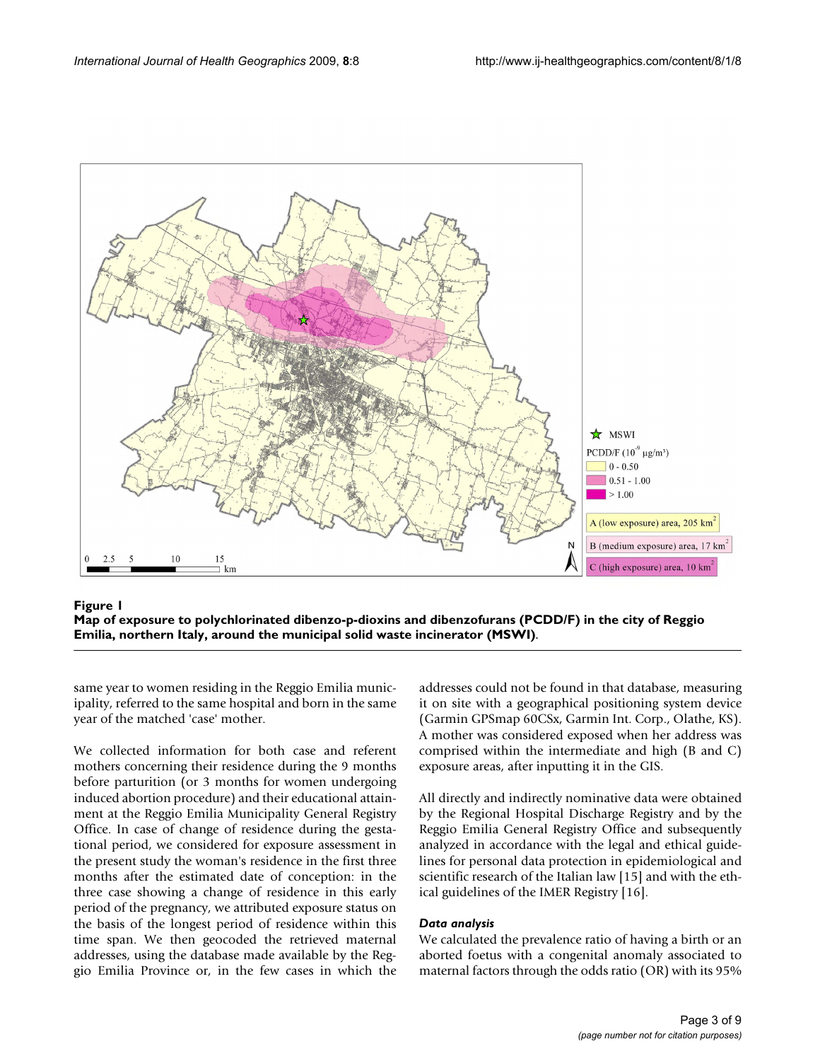MSWI

PCDD/F ($10^{-9}$ µg/m³)

0 - 0.50

0.51 - 1.00

> 1.00

A (low exposure) area, 205 km²

B (medium exposure) area, 17 km²

C (high exposure) area, 10 km²

0 2.5 5 10 15 km

N

**Figure 1**

**Map of exposure to polychlorinated dibenzo-p-dioxins and dibenzofurans (PCDD/F) in the city of Reggio Emilia, northern Italy, around the municipal solid waste incinerator (MSWI).**

same year to women residing in the Reggio Emilia municipality, referred to the same hospital and born in the same year of the matched 'case' mother.

We collected information for both case and referent mothers concerning their residence during the 9 months before parturition (or 3 months for women undergoing induced abortion procedure) and their educational attainment at the Reggio Emilia Municipality General Registry Office. In case of change of residence during the gestational period, we considered for exposure assessment in the present study the woman's residence in the first three months after the estimated date of conception: in the three case showing a change of residence in this early period of the pregnancy, we attributed exposure status on the basis of the longest period of residence within this time span. We then geocoded the retrieved maternal addresses, using the database made available by the Reggio Emilia Province or, in the few cases in which the addresses could not be found in that database, measuring it on site with a geographical positioning system device (Garmin GPSmap 60CSx, Garmin Int. Corp., Olathe, KS). A mother was considered exposed when her address was comprised within the intermediate and high (B and C) exposure areas, after inputting it in the GIS.

All directly and indirectly nominative data were obtained by the Regional Hospital Discharge Registry and by the Reggio Emilia General Registry Office and subsequently analyzed in accordance with the legal and ethical guidelines for personal data protection in epidemiological and scientific research of the Italian law [15] and with the ethical guidelines of the IMER Registry [16].

### *Data analysis*

We calculated the prevalence ratio of having a birth or an aborted foetus with a congenital anomaly associated to maternal factors through the odds ratio (OR) with its 95%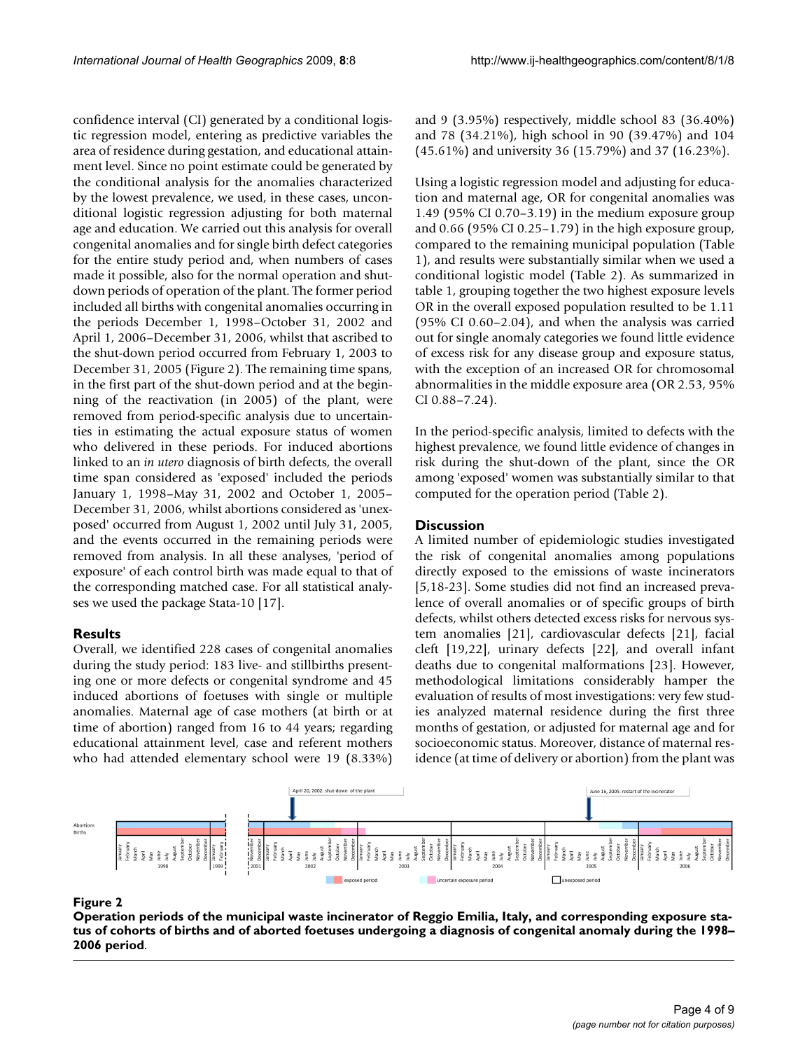confidence interval (CI) generated by a conditional logistic regression model, entering as predictive variables the area of residence during gestation, and educational attainment level. Since no point estimate could be generated by the conditional analysis for the anomalies characterized by the lowest prevalence, we used, in these cases, unconditional logistic regression adjusting for both maternal age and education. We carried out this analysis for overall congenital anomalies and for single birth defect categories for the entire study period and, when numbers of cases made it possible, also for the normal operation and shutdown periods of operation of the plant. The former period included all births with congenital anomalies occurring in the periods December 1, 1998–October 31, 2002 and April 1, 2006–December 31, 2006, whilst that ascribed to the shut-down period occurred from February 1, 2003 to December 31, 2005 (Figure 2). The remaining time spans, in the first part of the shut-down period and at the beginning of the reactivation (in 2005) of the plant, were removed from period-specific analysis due to uncertainties in estimating the actual exposure status of women who delivered in these periods. For induced abortions linked to an *in utero* diagnosis of birth defects, the overall time span considered as 'exposed' included the periods January 1, 1998–May 31, 2002 and October 1, 2005–December 31, 2006, whilst abortions considered as 'unexposed' occurred from August 1, 2002 until July 31, 2005, and the events occurred in the remaining periods were removed from analysis. In all these analyses, 'period of exposure' of each control birth was made equal to that of the corresponding matched case. For all statistical analyses we used the package Stata-10 [17].

## Results

Overall, we identified 228 cases of congenital anomalies during the study period: 183 live- and stillbirths presenting one or more defects or congenital syndrome and 45 induced abortions of foetuses with single or multiple anomalies. Maternal age of case mothers (at birth or at time of abortion) ranged from 16 to 44 years; regarding educational attainment level, case and referent mothers who had attended elementary school were 19 (8.33%) and 9 (3.95%) respectively, middle school 83 (36.40%) and 78 (34.21%), high school in 90 (39.47%) and 104 (45.61%) and university 36 (15.79%) and 37 (16.23%).

Using a logistic regression model and adjusting for education and maternal age, OR for congenital anomalies was 1.49 (95% CI 0.70–3.19) in the medium exposure group and 0.66 (95% CI 0.25–1.79) in the high exposure group, compared to the remaining municipal population (Table 1), and results were substantially similar when we used a conditional logistic model (Table 2). As summarized in table 1, grouping together the two highest exposure levels OR in the overall exposed population resulted to be 1.11 (95% CI 0.60–2.04), and when the analysis was carried out for single anomaly categories we found little evidence of excess risk for any disease group and exposure status, with the exception of an increased OR for chromosomal abnormalities in the middle exposure area (OR 2.53, 95% CI 0.88–7.24).

In the period-specific analysis, limited to defects with the highest prevalence, we found little evidence of changes in risk during the shut-down of the plant, since the OR among 'exposed' women was substantially similar to that computed for the operation period (Table 2).

## Discussion

A limited number of epidemiologic studies investigated the risk of congenital anomalies among populations directly exposed to the emissions of waste incinerators [5,18-23]. Some studies did not find an increased prevalence of overall anomalies or of specific groups of birth defects, whilst others detected excess risks for nervous system anomalies [21], cardiovascular defects [21], facial cleft [19,22], urinary defects [22], and overall infant deaths due to congenital malformations [23]. However, methodological limitations considerably hamper the evaluation of results of most investigations: very few studies analyzed maternal residence during the first three months of gestation, or adjusted for maternal age and for socioeconomic status. Moreover, distance of maternal residence (at time of delivery or abortion) from the plant was

**Figure 2**

**Operation periods of the municipal waste incinerator of Reggio Emilia, Italy, and corresponding exposure status of cohorts of births and of aborted foetuses undergoing a diagnosis of congenital anomaly during the 1998–2006 period.**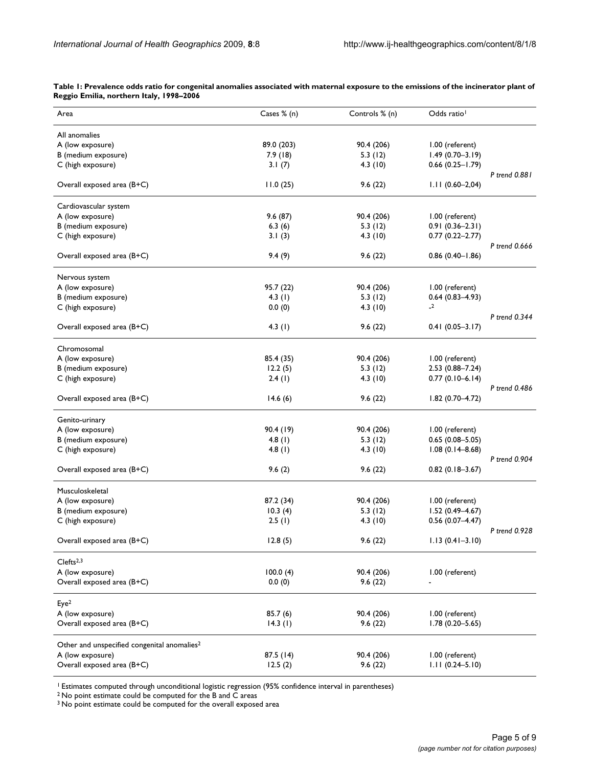**Table 1: Prevalence odds ratio for congenital anomalies associated with maternal exposure to the emissions of the incinerator plant of Reggio Emilia, northern Italy, 1998–2006**

| Area | Cases % (n) | Controls % (n) | Odds ratio[1] | |
|---|---|---|---|---|
| All anomalies | | | | |
| A (low exposure) | 89.0 (203) | 90.4 (206) | 1.00 (referent) | |
| B (medium exposure) | 7.9 (18) | 5.3 (12) | 1.49 (0.70–3.19) | |
| C (high exposure) | 3.1 (7) | 4.3 (10) | 0.66 (0.25–1.79) | |
| | | | | *P trend 0.881* |
| Overall exposed area (B+C) | 11.0 (25) | 9.6 (22) | 1.11 (0.60–2,04) | |
| Cardiovascular system | | | | |
| A (low exposure) | 9.6 (87) | 90.4 (206) | 1.00 (referent) | |
| B (medium exposure) | 6.3 (6) | 5.3 (12) | 0.91 (0.36–2.31) | |
| C (high exposure) | 3.1 (3) | 4.3 (10) | 0.77 (0.22–2.77) | |
| | | | | *P trend 0.666* |
| Overall exposed area (B+C) | 9.4 (9) | 9.6 (22) | 0.86 (0.40–1.86) | |
| Nervous system | | | | |
| A (low exposure) | 95.7 (22) | 90.4 (206) | 1.00 (referent) | |
| B (medium exposure) | 4.3 (1) | 5.3 (12) | 0.64 (0.83–4.93) | |
| C (high exposure) | 0.0 (0) | 4.3 (10) | -[2] | |
| | | | | *P trend 0.344* |
| Overall exposed area (B+C) | 4.3 (1) | 9.6 (22) | 0.41 (0.05–3.17) | |
| Chromosomal | | | | |
| A (low exposure) | 85.4 (35) | 90.4 (206) | 1.00 (referent) | |
| B (medium exposure) | 12.2 (5) | 5.3 (12) | 2.53 (0.88–7.24) | |
| C (high exposure) | 2.4 (1) | 4.3 (10) | 0.77 (0.10–6.14) | |
| | | | | *P trend 0.486* |
| Overall exposed area (B+C) | 14.6 (6) | 9.6 (22) | 1.82 (0.70–4.72) | |
| Genito-urinary | | | | |
| A (low exposure) | 90.4 (19) | 90.4 (206) | 1.00 (referent) | |
| B (medium exposure) | 4.8 (1) | 5.3 (12) | 0.65 (0.08–5.05) | |
| C (high exposure) | 4.8 (1) | 4.3 (10) | 1.08 (0.14–8.68) | |
| | | | | *P trend 0.904* |
| Overall exposed area (B+C) | 9.6 (2) | 9.6 (22) | 0.82 (0.18–3.67) | |
| Musculoskeletal | | | | |
| A (low exposure) | 87.2 (34) | 90.4 (206) | 1.00 (referent) | |
| B (medium exposure) | 10.3 (4) | 5.3 (12) | 1.52 (0.49–4.67) | |
| C (high exposure) | 2.5 (1) | 4.3 (10) | 0.56 (0.07–4.47) | |
| | | | | *P trend 0.928* |
| Overall exposed area (B+C) | 12.8 (5) | 9.6 (22) | 1.13 (0.41–3.10) | |
| Clefts[2,3] | | | | |
| A (low exposure) | 100.0 (4) | 90.4 (206) | 1.00 (referent) | |
| Overall exposed area (B+C) | 0.0 (0) | 9.6 (22) | - | |
| Eye[2] | | | | |
| A (low exposure) | 85.7 (6) | 90.4 (206) | 1.00 (referent) | |
| Overall exposed area (B+C) | 14.3 (1) | 9.6 (22) | 1.78 (0.20–5.65) | |
| Other and unspecified congenital anomalies[2] | | | | |
| A (low exposure) | 87.5 (14) | 90.4 (206) | 1.00 (referent) | |
| Overall exposed area (B+C) | 12.5 (2) | 9.6 (22) | 1.11 (0.24–5.10) | |

[1] Estimates computed through unconditional logistic regression (95% confidence interval in parentheses)
[2] No point estimate could be computed for the B and C areas
[3] No point estimate could be computed for the overall exposed area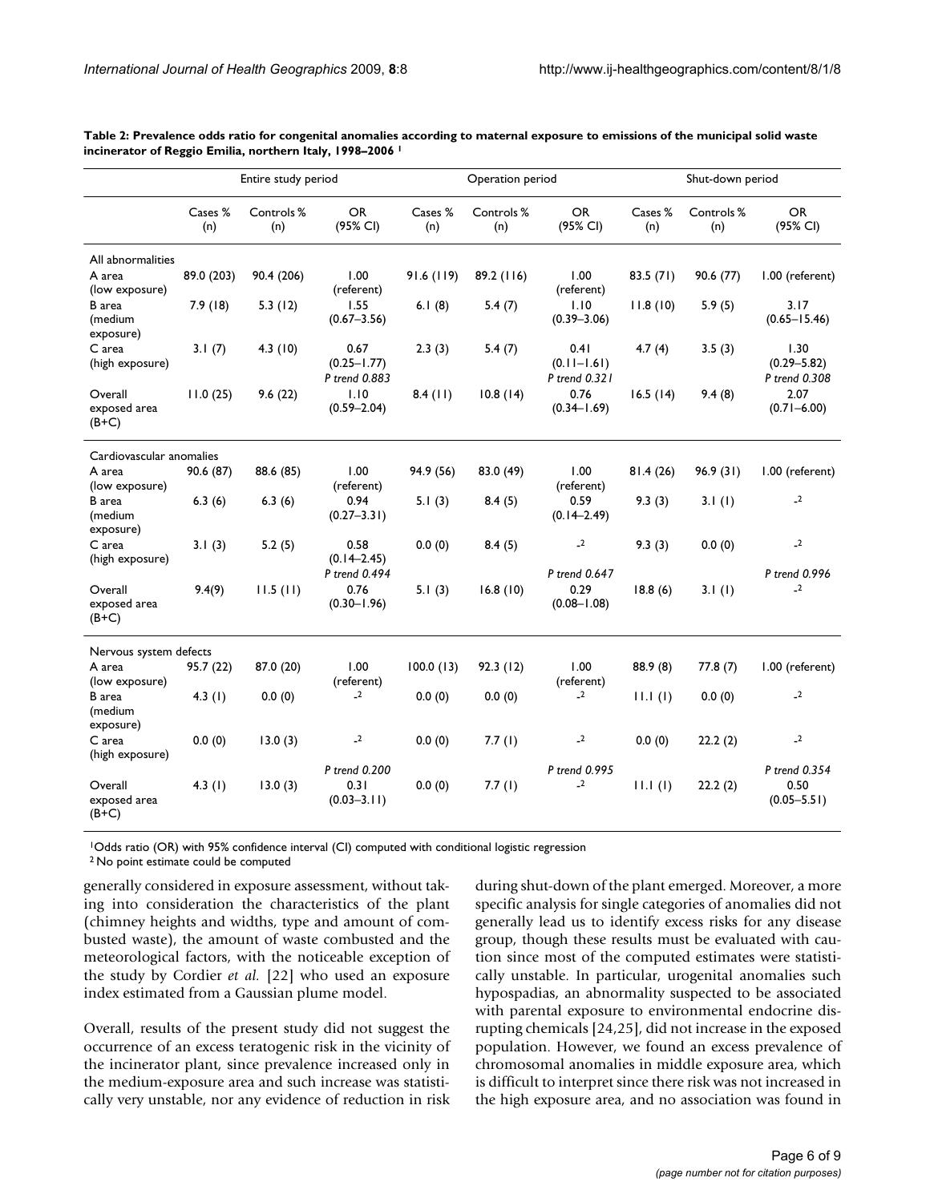**Table 2: Prevalence odds ratio for congenital anomalies according to maternal exposure to emissions of the municipal solid waste incinerator of Reggio Emilia, northern Italy, 1998–2006 [1]**

| | Entire study period | | | Operation period | | | Shut-down period | | |
|---|---|---|---|---|---|---|---|---|---|
| | Cases % (n) | Controls % (n) | OR (95% CI) | Cases % (n) | Controls % (n) | OR (95% CI) | Cases % (n) | Controls % (n) | OR (95% CI) |
| **All abnormalities** | | | | | | | | | |
| A area (low exposure) | 89.0 (203) | 90.4 (206) | 1.00 (referent) | 91.6 (119) | 89.2 (116) | 1.00 (referent) | 83.5 (71) | 90.6 (77) | 1.00 (referent) |
| B area (medium exposure) | 7.9 (18) | 5.3 (12) | 1.55 (0.67–3.56) | 6.1 (8) | 5.4 (7) | 1.10 (0.39–3.06) | 11.8 (10) | 5.9 (5) | 3.17 (0.65–15.46) |
| C area (high exposure) | 3.1 (7) | 4.3 (10) | 0.67 (0.25–1.77) *P trend 0.883* | 2.3 (3) | 5.4 (7) | 0.41 (0.11–1.61) *P trend 0.321* | 4.7 (4) | 3.5 (3) | 1.30 (0.29–5.82) *P trend 0.308* |
| Overall exposed area (B+C) | 11.0 (25) | 9.6 (22) | 1.10 (0.59–2.04) | 8.4 (11) | 10.8 (14) | 0.76 (0.34–1.69) | 16.5 (14) | 9.4 (8) | 2.07 (0.71–6.00) |
| **Cardiovascular anomalies** | | | | | | | | | |
| A area (low exposure) | 90.6 (87) | 88.6 (85) | 1.00 (referent) | 94.9 (56) | 83.0 (49) | 1.00 (referent) | 81.4 (26) | 96.9 (31) | 1.00 (referent) |
| B area (medium exposure) | 6.3 (6) | 6.3 (6) | 0.94 (0.27–3.31) | 5.1 (3) | 8.4 (5) | 0.59 (0.14–2.49) | 9.3 (3) | 3.1 (1) | -[2] |
| C area (high exposure) | 3.1 (3) | 5.2 (5) | 0.58 (0.14–2.45) *P trend 0.494* | 0.0 (0) | 8.4 (5) | -[2] *P trend 0.647* | 9.3 (3) | 0.0 (0) | -[2] *P trend 0.996* |
| Overall exposed area (B+C) | 9.4(9) | 11.5 (11) | 0.76 (0.30–1.96) | 5.1 (3) | 16.8 (10) | 0.29 (0.08–1.08) | 18.8 (6) | 3.1 (1) | -[2] |
| **Nervous system defects** | | | | | | | | | |
| A area (low exposure) | 95.7 (22) | 87.0 (20) | 1.00 (referent) | 100.0 (13) | 92.3 (12) | 1.00 (referent) | 88.9 (8) | 77.8 (7) | 1.00 (referent) |
| B area (medium exposure) | 4.3 (1) | 0.0 (0) | -[2] | 0.0 (0) | 0.0 (0) | -[2] | 11.1 (1) | 0.0 (0) | -[2] |
| C area (high exposure) | 0.0 (0) | 13.0 (3) | -[2] *P trend 0.200* | 0.0 (0) | 7.7 (1) | -[2] *P trend 0.995* | 0.0 (0) | 22.2 (2) | -[2] *P trend 0.354* |
| Overall exposed area (B+C) | 4.3 (1) | 13.0 (3) | 0.31 (0.03–3.11) | 0.0 (0) | 7.7 (1) | -[2] | 11.1 (1) | 22.2 (2) | 0.50 (0.05–5.51) |

[1] Odds ratio (OR) with 95% confidence interval (CI) computed with conditional logistic regression
[2] No point estimate could be computed

generally considered in exposure assessment, without taking into consideration the characteristics of the plant (chimney heights and widths, type and amount of combusted waste), the amount of waste combusted and the meteorological factors, with the noticeable exception of the study by Cordier *et al.* [22] who used an exposure index estimated from a Gaussian plume model.

Overall, results of the present study did not suggest the occurrence of an excess teratogenic risk in the vicinity of the incinerator plant, since prevalence increased only in the medium-exposure area and such increase was statistically very unstable, nor any evidence of reduction in risk during shut-down of the plant emerged. Moreover, a more specific analysis for single categories of anomalies did not generally lead us to identify excess risks for any disease group, though these results must be evaluated with caution since most of the computed estimates were statistically unstable. In particular, urogenital anomalies such hypospadias, an abnormality suspected to be associated with parental exposure to environmental endocrine disrupting chemicals [24,25], did not increase in the exposed population. However, we found an excess prevalence of chromosomal anomalies in middle exposure area, which is difficult to interpret since there risk was not increased in the high exposure area, and no association was found in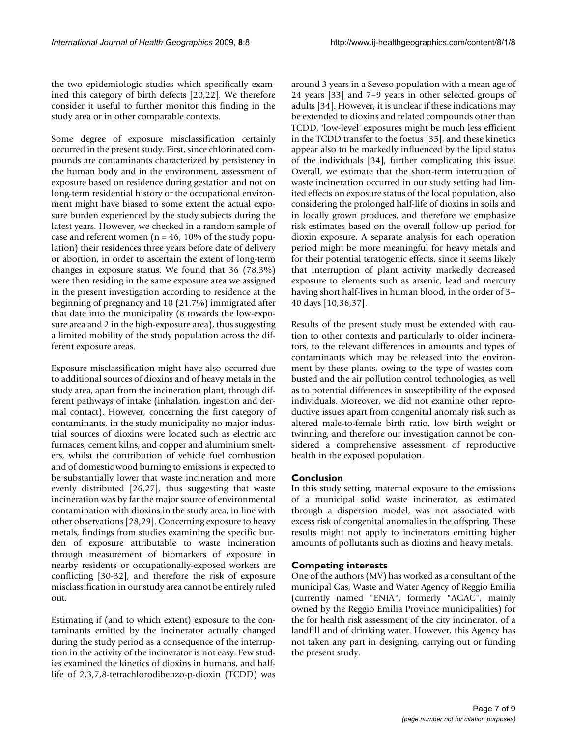the two epidemiologic studies which specifically examined this category of birth defects [20,22]. We therefore consider it useful to further monitor this finding in the study area or in other comparable contexts.

Some degree of exposure misclassification certainly occurred in the present study. First, since chlorinated compounds are contaminants characterized by persistency in the human body and in the environment, assessment of exposure based on residence during gestation and not on long-term residential history or the occupational environment might have biased to some extent the actual exposure burden experienced by the study subjects during the latest years. However, we checked in a random sample of case and referent women (n = 46, 10% of the study population) their residences three years before date of delivery or abortion, in order to ascertain the extent of long-term changes in exposure status. We found that 36 (78.3%) were then residing in the same exposure area we assigned in the present investigation according to residence at the beginning of pregnancy and 10 (21.7%) immigrated after that date into the municipality (8 towards the low-exposure area and 2 in the high-exposure area), thus suggesting a limited mobility of the study population across the different exposure areas.

Exposure misclassification might have also occurred due to additional sources of dioxins and of heavy metals in the study area, apart from the incineration plant, through different pathways of intake (inhalation, ingestion and dermal contact). However, concerning the first category of contaminants, in the study municipality no major industrial sources of dioxins were located such as electric arc furnaces, cement kilns, and copper and aluminium smelters, whilst the contribution of vehicle fuel combustion and of domestic wood burning to emissions is expected to be substantially lower that waste incineration and more evenly distributed [26,27], thus suggesting that waste incineration was by far the major source of environmental contamination with dioxins in the study area, in line with other observations [28,29]. Concerning exposure to heavy metals, findings from studies examining the specific burden of exposure attributable to waste incineration through measurement of biomarkers of exposure in nearby residents or occupationally-exposed workers are conflicting [30-32], and therefore the risk of exposure misclassification in our study area cannot be entirely ruled out.

Estimating if (and to which extent) exposure to the contaminants emitted by the incinerator actually changed during the study period as a consequence of the interruption in the activity of the incinerator is not easy. Few studies examined the kinetics of dioxins in humans, and half-life of 2,3,7,8-tetrachlorodibenzo-p-dioxin (TCDD) was around 3 years in a Seveso population with a mean age of 24 years [33] and 7–9 years in other selected groups of adults [34]. However, it is unclear if these indications may be extended to dioxins and related compounds other than TCDD, 'low-level' exposures might be much less efficient in the TCDD transfer to the foetus [35], and these kinetics appear also to be markedly influenced by the lipid status of the individuals [34], further complicating this issue. Overall, we estimate that the short-term interruption of waste incineration occurred in our study setting had limited effects on exposure status of the local population, also considering the prolonged half-life of dioxins in soils and in locally grown produces, and therefore we emphasize risk estimates based on the overall follow-up period for dioxin exposure. A separate analysis for each operation period might be more meaningful for heavy metals and for their potential teratogenic effects, since it seems likely that interruption of plant activity markedly decreased exposure to elements such as arsenic, lead and mercury having short half-lives in human blood, in the order of 3–40 days [10,36,37].

Results of the present study must be extended with caution to other contexts and particularly to older incinerators, to the relevant differences in amounts and types of contaminants which may be released into the environment by these plants, owing to the type of wastes combusted and the air pollution control technologies, as well as to potential differences in susceptibility of the exposed individuals. Moreover, we did not examine other reproductive issues apart from congenital anomaly risk such as altered male-to-female birth ratio, low birth weight or twinning, and therefore our investigation cannot be considered a comprehensive assessment of reproductive health in the exposed population.

## Conclusion

In this study setting, maternal exposure to the emissions of a municipal solid waste incinerator, as estimated through a dispersion model, was not associated with excess risk of congenital anomalies in the offspring. These results might not apply to incinerators emitting higher amounts of pollutants such as dioxins and heavy metals.

## Competing interests

One of the authors (MV) has worked as a consultant of the municipal Gas, Waste and Water Agency of Reggio Emilia (currently named "ENIA", formerly "AGAC", mainly owned by the Reggio Emilia Province municipalities) for the for health risk assessment of the city incinerator, of a landfill and of drinking water. However, this Agency has not taken any part in designing, carrying out or funding the present study.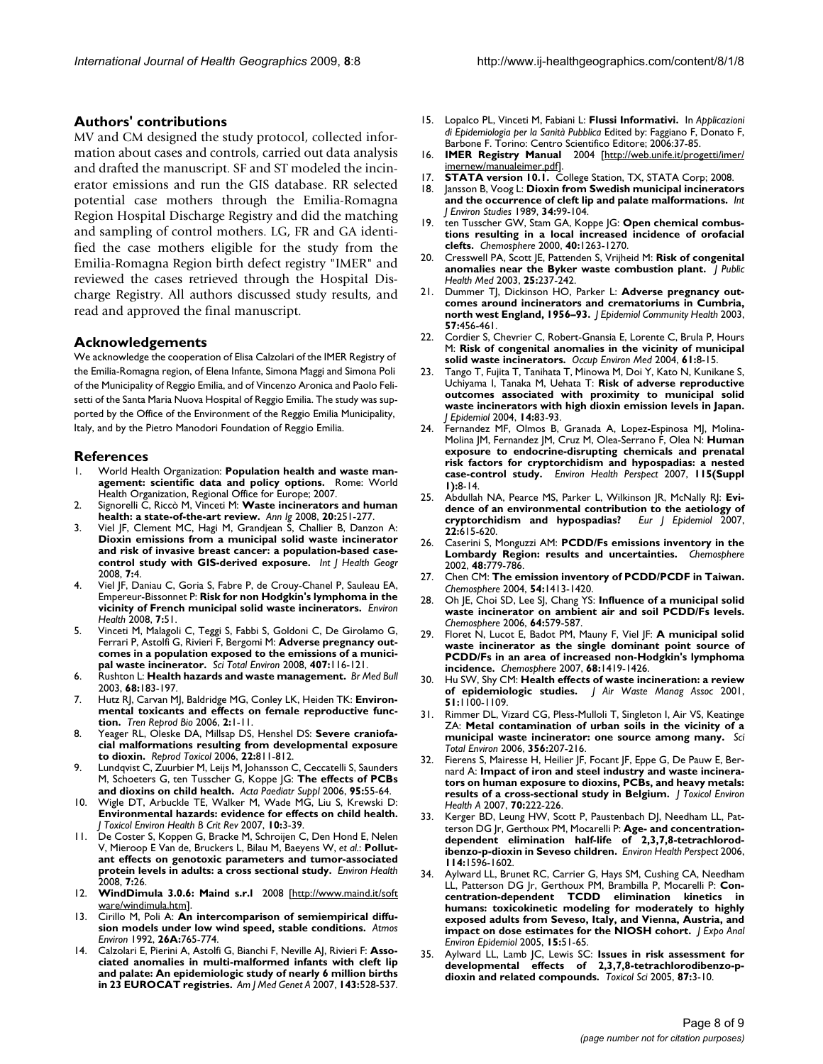## Authors' contributions

MV and CM designed the study protocol, collected information about cases and controls, carried out data analysis and drafted the manuscript. SF and ST modeled the incinerator emissions and run the GIS database. RR selected potential case mothers through the Emilia-Romagna Region Hospital Discharge Registry and did the matching and sampling of control mothers. LG, FR and GA identified the case mothers eligible for the study from the Emilia-Romagna Region birth defect registry "IMER" and reviewed the cases retrieved through the Hospital Discharge Registry. All authors discussed study results, and read and approved the final manuscript.

## Acknowledgements

We acknowledge the cooperation of Elisa Calzolari of the IMER Registry of the Emilia-Romagna region, of Elena Infante, Simona Maggi and Simona Poli of the Municipality of Reggio Emilia, and of Vincenzo Aronica and Paolo Felisetti of the Santa Maria Nuova Hospital of Reggio Emilia. The study was supported by the Office of the Environment of the Reggio Emilia Municipality, Italy, and by the Pietro Manodori Foundation of Reggio Emilia.

## References

1. World Health Organization: **Population health and waste management: scientific data and policy options.** Rome: World Health Organization, Regional Office for Europe; 2007.
2. Signorelli C, Riccò M, Vinceti M: **Waste incinerators and human health: a state-of-the-art review.** *Ann Ig* 2008, **20:**251-277.
3. Viel JF, Clement MC, Hagi M, Grandjean S, Challier B, Danzon A: **Dioxin emissions from a municipal solid waste incinerator and risk of invasive breast cancer: a population-based case-control study with GIS-derived exposure.** *Int J Health Geogr* 2008, **7:**4.
4. Viel JF, Daniau C, Goria S, Fabre P, de Crouy-Chanel P, Sauleau EA, Empereur-Bissonnet P: **Risk for non Hodgkin's lymphoma in the vicinity of French municipal solid waste incinerators.** *Environ Health* 2008, **7:**51.
5. Vinceti M, Malagoli C, Teggi S, Fabbi S, Goldoni C, De Girolamo G, Ferrari P, Astolfi G, Rivieri F, Bergomi M: **Adverse pregnancy outcomes in a population exposed to the emissions of a municipal waste incinerator.** *Sci Total Environ* 2008, **407:**116-121.
6. Rushton L: **Health hazards and waste management.** *Br Med Bull* 2003, **68:**183-197.
7. Hutz RJ, Carvan MJ, Baldridge MG, Conley LK, Heiden TK: **Environmental toxicants and effects on female reproductive function.** *Tren Reprod Bio* 2006, **2:**1-11.
8. Yeager RL, Oleske DA, Millsap DS, Henshel DS: **Severe craniofacial malformations resulting from developmental exposure to dioxin.** *Reprod Toxicol* 2006, **22:**811-812.
9. Lundqvist C, Zuurbier M, Leijs M, Johansson C, Ceccatelli S, Saunders M, Schoeters G, ten Tusscher G, Koppe JG: **The effects of PCBs and dioxins on child health.** *Acta Paediatr Suppl* 2006, **95:**55-64.
10. Wigle DT, Arbuckle TE, Walker M, Wade MG, Liu S, Krewski D: **Environmental hazards: evidence for effects on child health.** *J Toxicol Environ Health B Crit Rev* 2007, **10:**3-39.
11. De Coster S, Koppen G, Bracke M, Schroijen C, Den Hond E, Nelen V, Mieroop E Van de, Bruckers L, Bilau M, Baeyens W, *et al.*: **Pollutant effects on genotoxic parameters and tumor-associated protein levels in adults: a cross sectional study.** *Environ Health* 2008, **7:**26.
12. **WindDimula 3.0.6: Maind s.r.l** 2008 [http://www.maind.it/software/windimula.htm].
13. Cirillo M, Poli A: **An intercomparison of semiempirical diffusion models under low wind speed, stable conditions.** *Atmos Environ* 1992, **26A:**765-774.
14. Calzolari E, Pierini A, Astolfi G, Bianchi F, Neville AJ, Rivieri F: **Associated anomalies in multi-malformed infants with cleft lip and palate: An epidemiologic study of nearly 6 million births in 23 EUROCAT registries.** *Am J Med Genet A* 2007, **143:**528-537.
15. Lopalco PL, Vinceti M, Fabiani L: **Flussi Informativi.** In *Applicazioni di Epidemiologia per la Sanità Pubblica* Edited by: Faggiano F, Donato F, Barbone F. Torino: Centro Scientifico Editore; 2006:37-85.
16. **IMER Registry Manual** 2004 [http://web.unife.it/progetti/imer/imernew/manualeimer.pdf].
17. **STATA version 10.1.** College Station, TX, STATA Corp; 2008.
18. Jansson B, Voog L: **Dioxin from Swedish municipal incinerators and the occurrence of cleft lip and palate malformations.** *Int J Environ Studies* 1989, **34:**99-104.
19. ten Tusscher GW, Stam GA, Koppe JG: **Open chemical combustions resulting in a local increased incidence of orofacial clefts.** *Chemosphere* 2000, **40:**1263-1270.
20. Cresswell PA, Scott JE, Pattenden S, Vrijheid M: **Risk of congenital anomalies near the Byker waste combustion plant.** *J Public Health Med* 2003, **25:**237-242.
21. Dummer TJ, Dickinson HO, Parker L: **Adverse pregnancy outcomes around incinerators and crematoriums in Cumbria, north west England, 1956–93.** *J Epidemiol Community Health* 2003, **57:**456-461.
22. Cordier S, Chevrier C, Robert-Gnansia E, Lorente C, Brula P, Hours M: **Risk of congenital anomalies in the vicinity of municipal solid waste incinerators.** *Occup Environ Med* 2004, **61:**8-15.
23. Tango T, Fujita T, Tanihata T, Minowa M, Doi Y, Kato N, Kunikane S, Uchiyama I, Tanaka M, Uehata T: **Risk of adverse reproductive outcomes associated with proximity to municipal solid waste incinerators with high dioxin emission levels in Japan.** *J Epidemiol* 2004, **14:**83-93.
24. Fernandez MF, Olmos B, Granada A, Lopez-Espinosa MJ, Molina-Molina JM, Fernandez JM, Cruz M, Olea-Serrano F, Olea N: **Human exposure to endocrine-disrupting chemicals and prenatal risk factors for cryptorchidism and hypospadias: a nested case-control study.** *Environ Health Perspect* 2007, **115(Suppl 1):**8-14.
25. Abdullah NA, Pearce MS, Parker L, Wilkinson JR, McNally RJ: **Evidence of an environmental contribution to the aetiology of cryptorchidism and hypospadias?** *Eur J Epidemiol* 2007, **22:**615-620.
26. Caserini S, Monguzzi AM: **PCDD/Fs emissions inventory in the Lombardy Region: results and uncertainties.** *Chemosphere* 2002, **48:**779-786.
27. Chen CM: **The emission inventory of PCDD/PCDF in Taiwan.** *Chemosphere* 2004, **54:**1413-1420.
28. Oh JE, Choi SD, Lee SJ, Chang YS: **Influence of a municipal solid waste incinerator on ambient air and soil PCDD/Fs levels.** *Chemosphere* 2006, **64:**579-587.
29. Floret N, Lucot E, Badot PM, Mauny F, Viel JF: **A municipal solid waste incinerator as the single dominant point source of PCDD/Fs in an area of increased non-Hodgkin's lymphoma incidence.** *Chemosphere* 2007, **68:**1419-1426.
30. Hu SW, Shy CM: **Health effects of waste incineration: a review of epidemiologic studies.** *J Air Waste Manag Assoc* 2001, **51:**1100-1109.
31. Rimmer DL, Vizard CG, Pless-Mulloli T, Singleton I, Air VS, Keatinge ZA: **Metal contamination of urban soils in the vicinity of a municipal waste incinerator: one source among many.** *Sci Total Environ* 2006, **356:**207-216.
32. Fierens S, Mairesse H, Heilier JF, Focant JF, Eppe G, De Pauw E, Bernard A: **Impact of iron and steel industry and waste incinerators on human exposure to dioxins, PCBs, and heavy metals: results of a cross-sectional study in Belgium.** *J Toxicol Environ Health A* 2007, **70:**222-226.
33. Kerger BD, Leung HW, Scott P, Paustenbach DJ, Needham LL, Patterson DG Jr, Gerthoux PM, Mocarelli P: **Age- and concentration-dependent elimination half-life of 2,3,7,8-tetrachlorodibenzo-p-dioxin in Seveso children.** *Environ Health Perspect* 2006, **114:**1596-1602.
34. Aylward LL, Brunet RC, Carrier G, Hays SM, Cushing CA, Needham LL, Patterson DG Jr, Gerthoux PM, Brambilla P, Mocarelli P: **Concentration-dependent TCDD elimination kinetics in humans: toxicokinetic modeling for moderately to highly exposed adults from Seveso, Italy, and Vienna, Austria, and impact on dose estimates for the NIOSH cohort.** *J Expo Anal Environ Epidemiol* 2005, **15:**51-65.
35. Aylward LL, Lamb JC, Lewis SC: **Issues in risk assessment for developmental effects of 2,3,7,8-tetrachlorodibenzo-p-dioxin and related compounds.** *Toxicol Sci* 2005, **87:**3-10.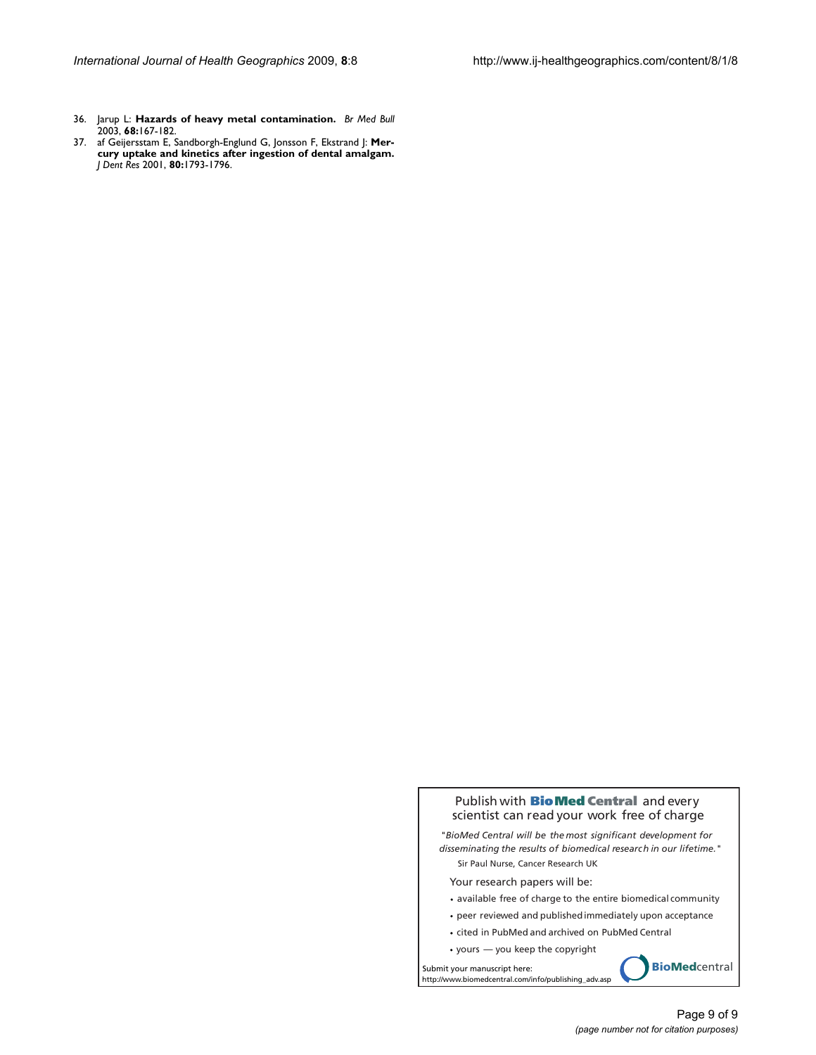36. Jarup L: **Hazards of heavy metal contamination.** *Br Med Bull* 2003, **68:**167-182.
37. af Geijersstam E, Sandborgh-Englund G, Jonsson F, Ekstrand J: **Mercury uptake and kinetics after ingestion of dental amalgam.** *J Dent Res* 2001, **80:**1793-1796.

Publish with **BioMed Central** and every scientist can read your work free of charge

*"BioMed Central will be the most significant development for disseminating the results of biomedical research in our lifetime."*

Sir Paul Nurse, Cancer Research UK

Your research papers will be:

- available free of charge to the entire biomedical community
- peer reviewed and published immediately upon acceptance
- cited in PubMed and archived on PubMed Central
- yours — you keep the copyright

Submit your manuscript here:
http://www.biomedcentral.com/info/publishing_adv.asp

**BioMed**central